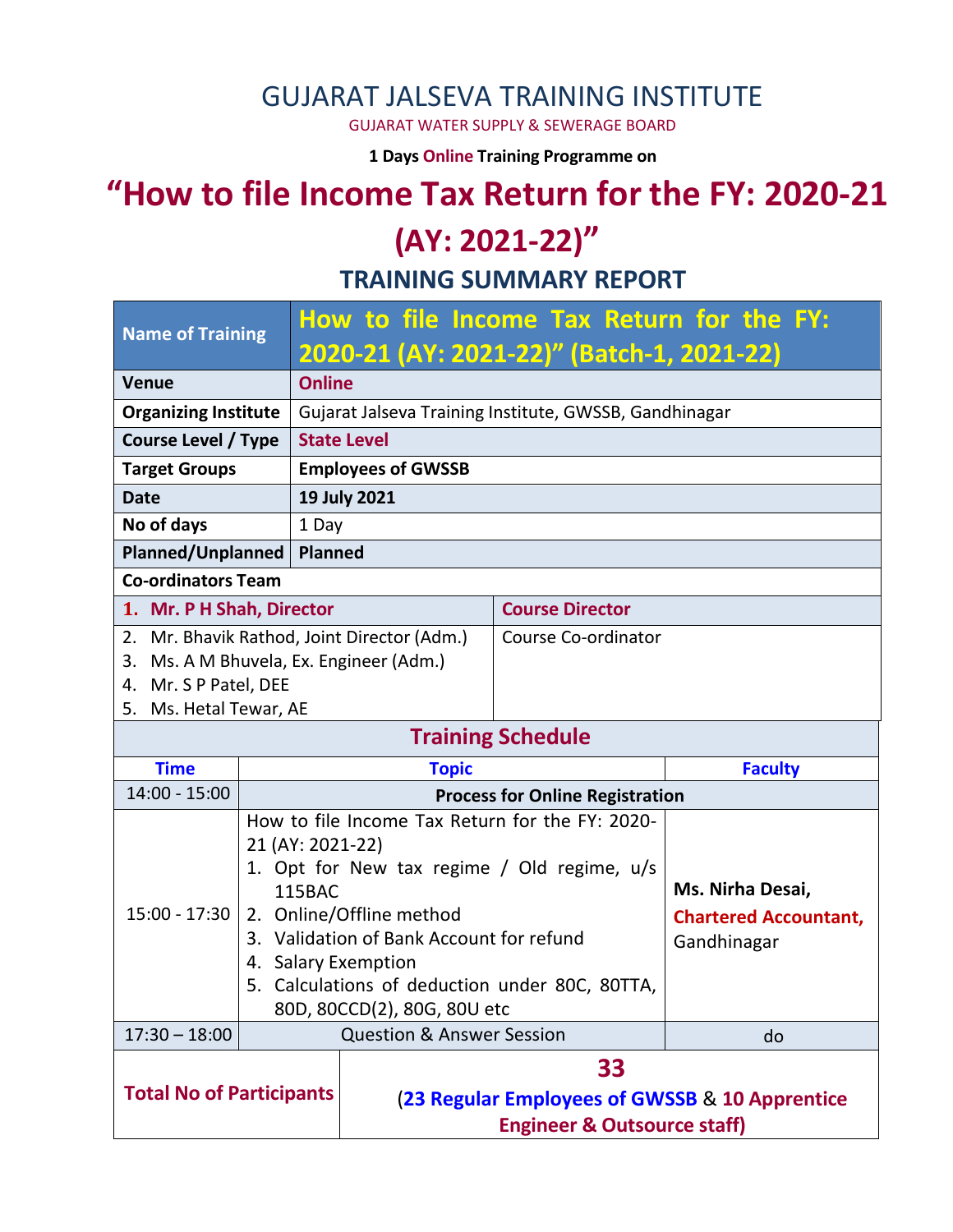# GUJARAT JALSEVA TRAINING INSTITUTE

GUJARAT WATER SUPPLY & SEWERAGE BOARD

**1 Days Online Training Programme on**

# "How to file Income Tax Return for the FY: 2020-21 (AY: 2021-22)"

## TRAINING SUMMARY REPORT

| | |
|---|---|
| **Name of Training** | **How to file Income Tax Return for the FY: 2020-21 (AY: 2021-22)" (Batch-1, 2021-22)** |
| **Venue** | **Online** |
| **Organizing Institute** | Gujarat Jalseva Training Institute, GWSSB, Gandhinagar |
| **Course Level / Type** | **State Level** |
| **Target Groups** | **Employees of GWSSB** |
| **Date** | **19 July 2021** |
| **No of days** | 1 Day |
| **Planned/Unplanned** | **Planned** |

**Co-ordinators Team**

| | |
|---|---|
| **1. Mr. P H Shah, Director** | **Course Director** |
| 2. Mr. Bhavik Rathod, Joint Director (Adm.)<br>3. Ms. A M Bhuvela, Ex. Engineer (Adm.)<br>4. Mr. S P Patel, DEE<br>5. Ms. Hetal Tewar, AE | Course Co-ordinator |

**Training Schedule**

| Time | Topic | Faculty |
|---|---|---|
| 14:00 - 15:00 | **Process for Online Registration** | |
| 15:00 - 17:30 | How to file Income Tax Return for the FY: 2020-21 (AY: 2021-22)<br>1. Opt for New tax regime / Old regime, u/s 115BAC<br>2. Online/Offline method<br>3. Validation of Bank Account for refund<br>4. Salary Exemption<br>5. Calculations of deduction under 80C, 80TTA, 80D, 80CCD(2), 80G, 80U etc | **Ms. Nirha Desai, Chartered Accountant,** Gandhinagar |
| 17:30 – 18:00 | Question & Answer Session | do |

| | |
|---|---|
| **Total No of Participants** | **33**<br>(**23 Regular Employees of GWSSB** & **10 Apprentice Engineer & Outsource staff)** |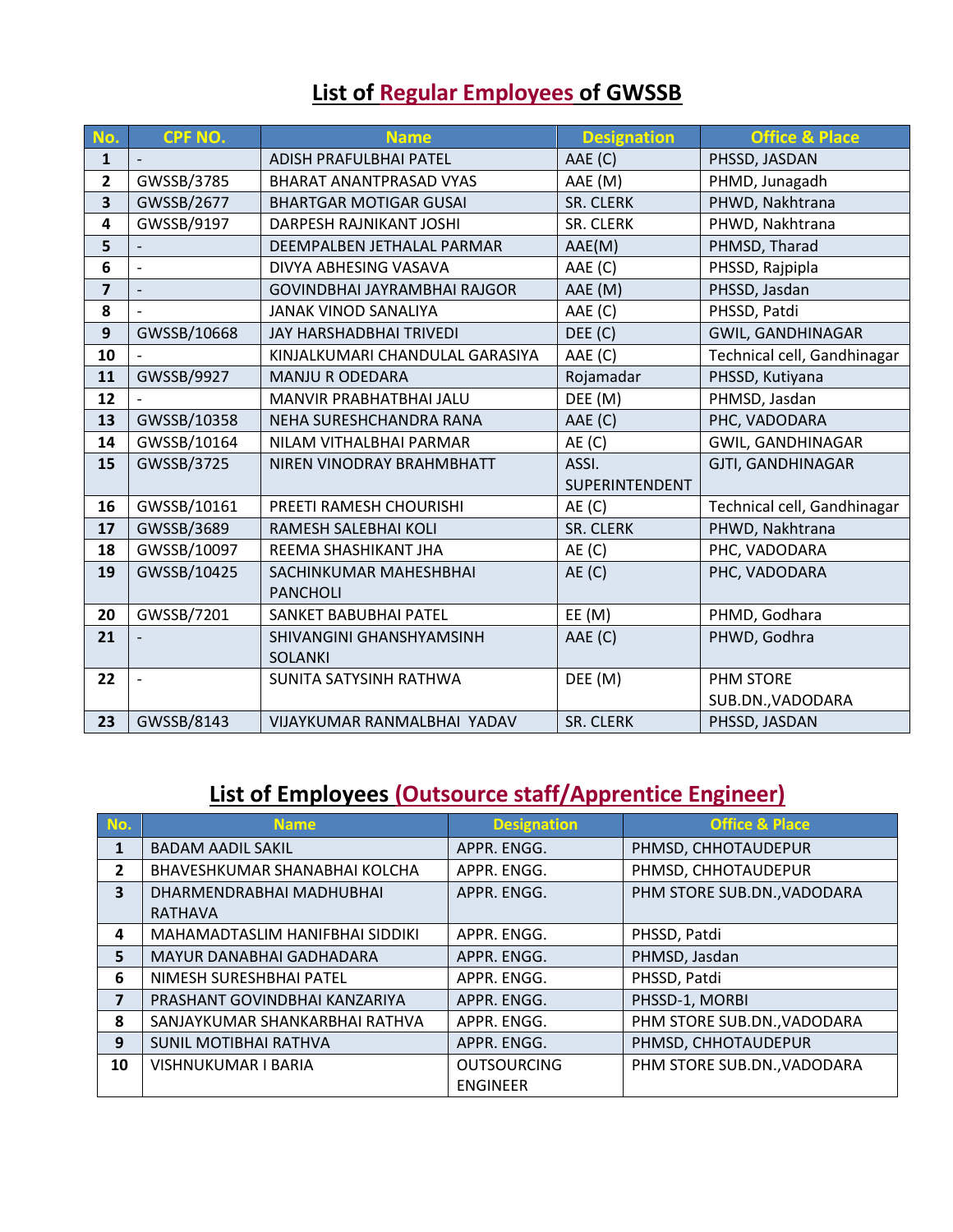## List of Regular Employees of GWSSB

| No. | CPF NO. | Name | Designation | Office & Place |
|---|---|---|---|---|
| 1 | - | ADISH PRAFULBHAI PATEL | AAE (C) | PHSSD, JASDAN |
| 2 | GWSSB/3785 | BHARAT ANANTPRASAD VYAS | AAE (M) | PHMD, Junagadh |
| 3 | GWSSB/2677 | BHARTGAR MOTIGAR GUSAI | SR. CLERK | PHWD, Nakhtrana |
| 4 | GWSSB/9197 | DARPESH RAJNIKANT JOSHI | SR. CLERK | PHWD, Nakhtrana |
| 5 | - | DEEMPALBEN JETHALAL PARMAR | AAE(M) | PHMSD, Tharad |
| 6 | - | DIVYA ABHESING VASAVA | AAE (C) | PHSSD, Rajpipla |
| 7 | - | GOVINDBHAI JAYRAMBHAI RAJGOR | AAE (M) | PHSSD, Jasdan |
| 8 | - | JANAK VINOD SANALIYA | AAE (C) | PHSSD, Patdi |
| 9 | GWSSB/10668 | JAY HARSHADBHAI TRIVEDI | DEE (C) | GWIL, GANDHINAGAR |
| 10 | - | KINJALKUMARI CHANDULAL GARASIYA | AAE (C) | Technical cell, Gandhinagar |
| 11 | GWSSB/9927 | MANJU R ODEDARA | Rojamadar | PHSSD, Kutiyana |
| 12 | - | MANVIR PRABHATBHAI JALU | DEE (M) | PHMSD, Jasdan |
| 13 | GWSSB/10358 | NEHA SURESHCHANDRA RANA | AAE (C) | PHC, VADODARA |
| 14 | GWSSB/10164 | NILAM VITHALBHAI PARMAR | AE (C) | GWIL, GANDHINAGAR |
| 15 | GWSSB/3725 | NIREN VINODRAY BRAHMBHATT | ASSI. SUPERINTENDENT | GJTI, GANDHINAGAR |
| 16 | GWSSB/10161 | PREETI RAMESH CHOURISHI | AE (C) | Technical cell, Gandhinagar |
| 17 | GWSSB/3689 | RAMESH SALEBHAI KOLI | SR. CLERK | PHWD, Nakhtrana |
| 18 | GWSSB/10097 | REEMA SHASHIKANT JHA | AE (C) | PHC, VADODARA |
| 19 | GWSSB/10425 | SACHINKUMAR MAHESHBHAI PANCHOLI | AE (C) | PHC, VADODARA |
| 20 | GWSSB/7201 | SANKET BABUBHAI PATEL | EE (M) | PHMD, Godhara |
| 21 | - | SHIVANGINI GHANSHYAMSINH SOLANKI | AAE (C) | PHWD, Godhra |
| 22 | - | SUNITA SATYSINH RATHWA | DEE (M) | PHM STORE SUB.DN.,VADODARA |
| 23 | GWSSB/8143 | VIJAYKUMAR RANMALBHAI YADAV | SR. CLERK | PHSSD, JASDAN |

## List of Employees (Outsource staff/Apprentice Engineer)

| No. | Name | Designation | Office & Place |
|---|---|---|---|
| 1 | BADAM AADIL SAKIL | APPR. ENGG. | PHMSD, CHHOTAUDEPUR |
| 2 | BHAVESHKUMAR SHANABHAI KOLCHA | APPR. ENGG. | PHMSD, CHHOTAUDEPUR |
| 3 | DHARMENDRABHAI MADHUBHAI RATHAVA | APPR. ENGG. | PHM STORE SUB.DN.,VADODARA |
| 4 | MAHAMADTASLIM HANIFBHAI SIDDIKI | APPR. ENGG. | PHSSD, Patdi |
| 5 | MAYUR DANABHAI GADHADARA | APPR. ENGG. | PHMSD, Jasdan |
| 6 | NIMESH SURESHBHAI PATEL | APPR. ENGG. | PHSSD, Patdi |
| 7 | PRASHANT GOVINDBHAI KANZARIYA | APPR. ENGG. | PHSSD-1, MORBI |
| 8 | SANJAYKUMAR SHANKARBHAI RATHVA | APPR. ENGG. | PHM STORE SUB.DN.,VADODARA |
| 9 | SUNIL MOTIBHAI RATHVA | APPR. ENGG. | PHMSD, CHHOTAUDEPUR |
| 10 | VISHNUKUMAR I BARIA | OUTSOURCING ENGINEER | PHM STORE SUB.DN.,VADODARA |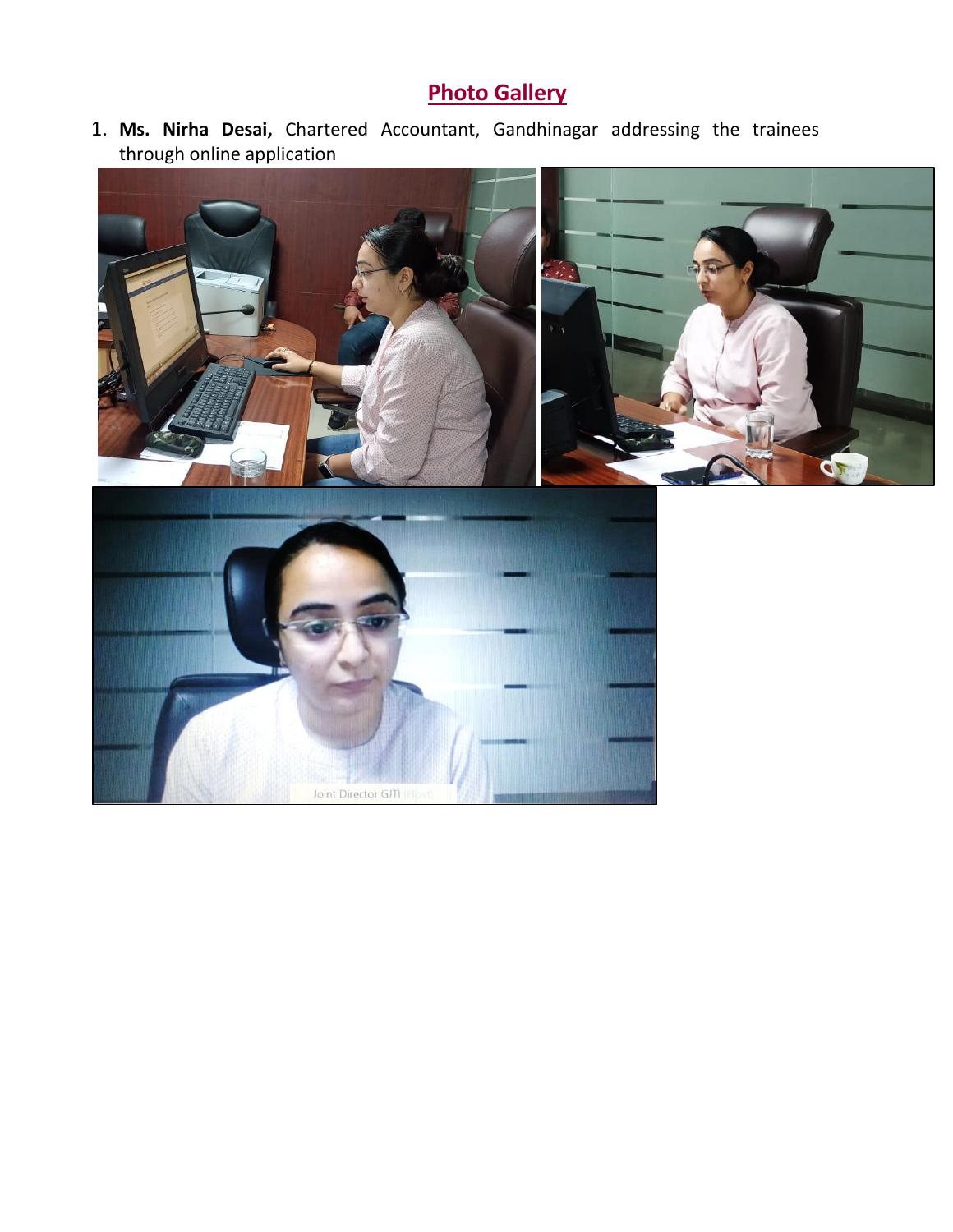# Photo Gallery

1. **Ms. Nirha Desai,** Chartered Accountant, Gandhinagar addressing the trainees through online application